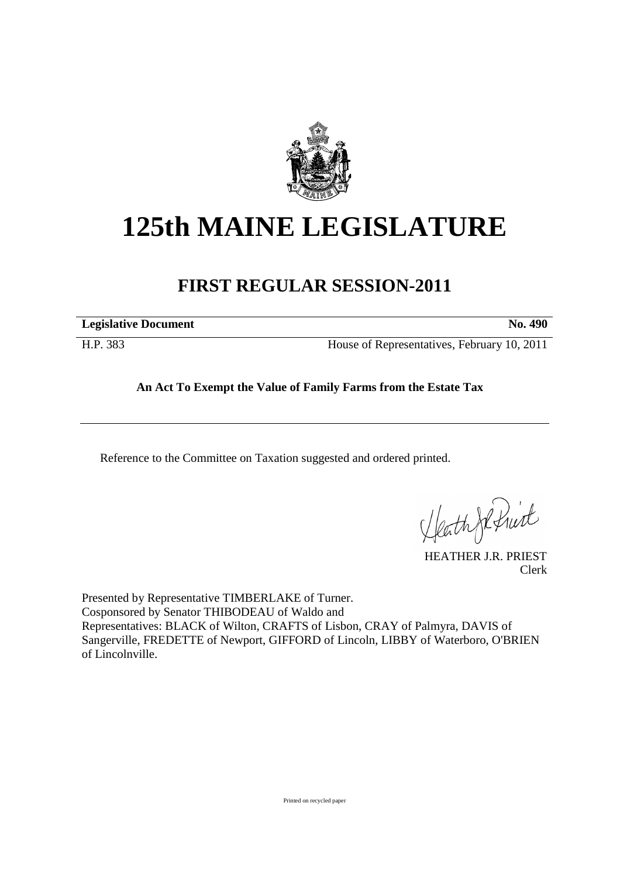# 125th MAINE LEGISLATURE

## FIRST REGULAR SESSION-2011

| **Legislative Document** | **No. 490** |
|---|---|
| H.P. 383 | House of Representatives, February 10, 2011 |

**An Act To Exempt the Value of Family Farms from the Estate Tax**

Reference to the Committee on Taxation suggested and ordered printed.

HEATHER J.R. PRIEST
Clerk

Presented by Representative TIMBERLAKE of Turner.
Cosponsored by Senator THIBODEAU of Waldo and
Representatives: BLACK of Wilton, CRAFTS of Lisbon, CRAY of Palmyra, DAVIS of Sangerville, FREDETTE of Newport, GIFFORD of Lincoln, LIBBY of Waterboro, O'BRIEN of Lincolnville.

Printed on recycled paper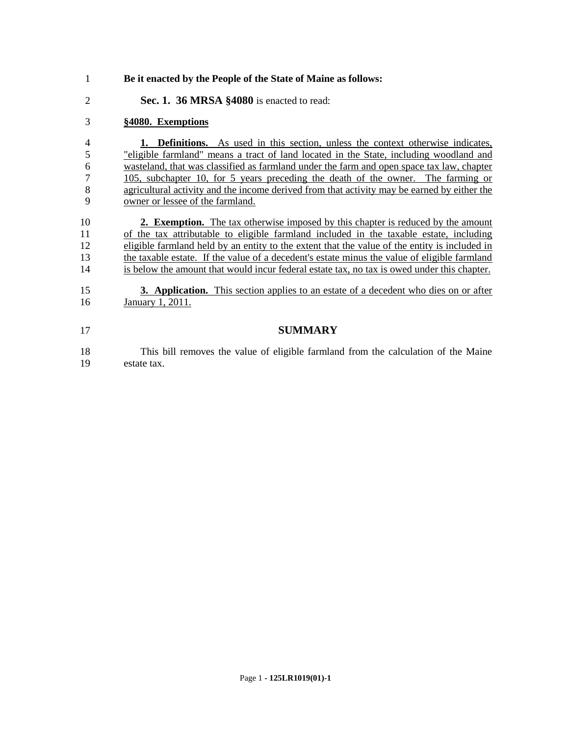**Be it enacted by the People of the State of Maine as follows:**

**Sec. 1. 36 MRSA §4080** is enacted to read:

**§4080. Exemptions**

**1. Definitions.** As used in this section, unless the context otherwise indicates, "eligible farmland" means a tract of land located in the State, including woodland and wasteland, that was classified as farmland under the farm and open space tax law, chapter 105, subchapter 10, for 5 years preceding the death of the owner. The farming or agricultural activity and the income derived from that activity may be earned by either the owner or lessee of the farmland.

**2. Exemption.** The tax otherwise imposed by this chapter is reduced by the amount of the tax attributable to eligible farmland included in the taxable estate, including eligible farmland held by an entity to the extent that the value of the entity is included in the taxable estate. If the value of a decedent's estate minus the value of eligible farmland is below the amount that would incur federal estate tax, no tax is owed under this chapter.

**3. Application.** This section applies to an estate of a decedent who dies on or after January 1, 2011.

## SUMMARY

This bill removes the value of eligible farmland from the calculation of the Maine estate tax.